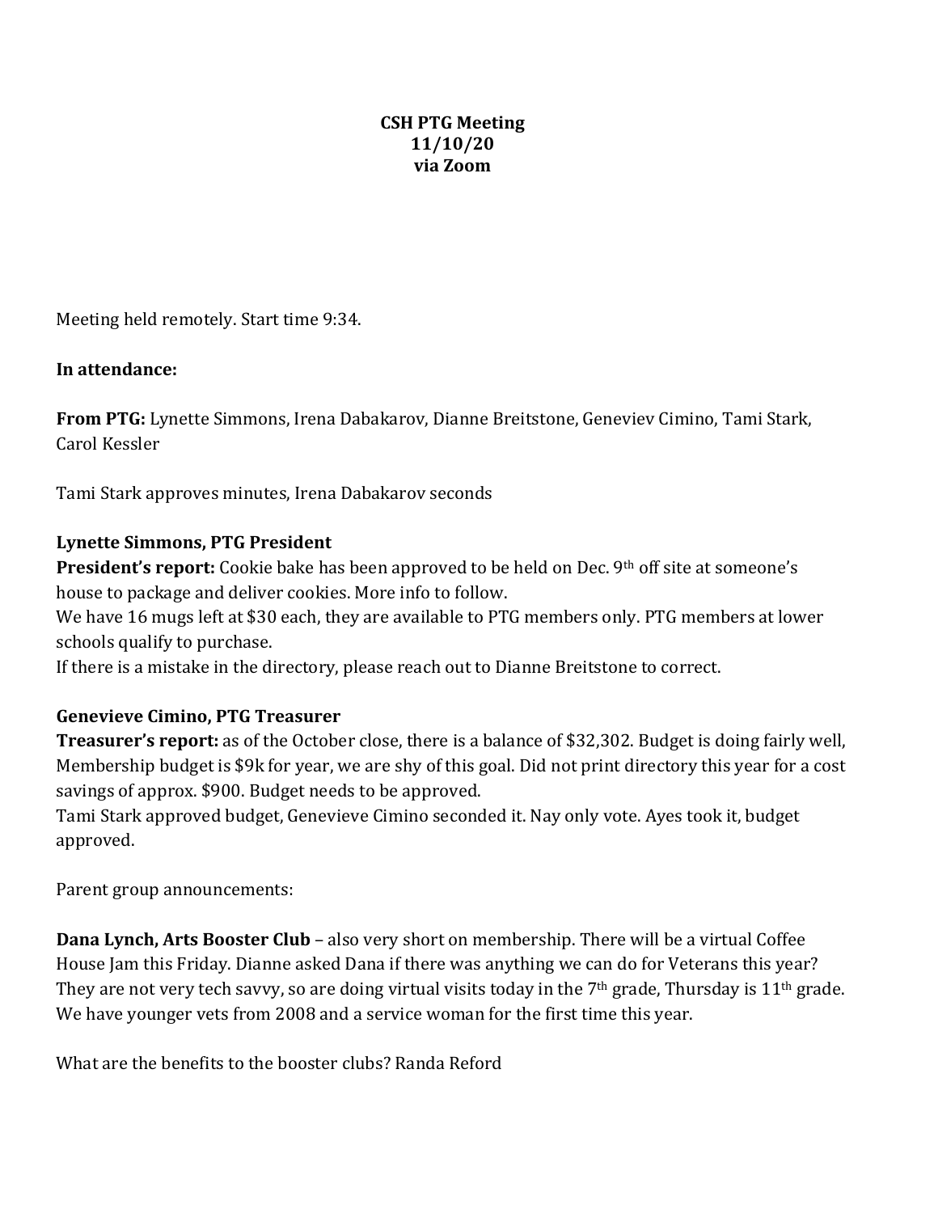**CSH PTG Meeting**
**11/10/20**
**via Zoom**

Meeting held remotely. Start time 9:34.

**In attendance:**

**From PTG:** Lynette Simmons, Irena Dabakarov, Dianne Breitstone, Geneviev Cimino, Tami Stark, Carol Kessler

Tami Stark approves minutes, Irena Dabakarov seconds

**Lynette Simmons, PTG President**

**President's report:** Cookie bake has been approved to be held on Dec. 9th off site at someone's house to package and deliver cookies. More info to follow.

We have 16 mugs left at $30 each, they are available to PTG members only. PTG members at lower schools qualify to purchase.

If there is a mistake in the directory, please reach out to Dianne Breitstone to correct.

**Genevieve Cimino, PTG Treasurer**

**Treasurer's report:** as of the October close, there is a balance of $32,302. Budget is doing fairly well, Membership budget is $9k for year, we are shy of this goal. Did not print directory this year for a cost savings of approx. $900. Budget needs to be approved.

Tami Stark approved budget, Genevieve Cimino seconded it. Nay only vote. Ayes took it, budget approved.

Parent group announcements:

**Dana Lynch, Arts Booster Club** – also very short on membership. There will be a virtual Coffee House Jam this Friday. Dianne asked Dana if there was anything we can do for Veterans this year? They are not very tech savvy, so are doing virtual visits today in the 7th grade, Thursday is 11th grade. We have younger vets from 2008 and a service woman for the first time this year.

What are the benefits to the booster clubs? Randa Reford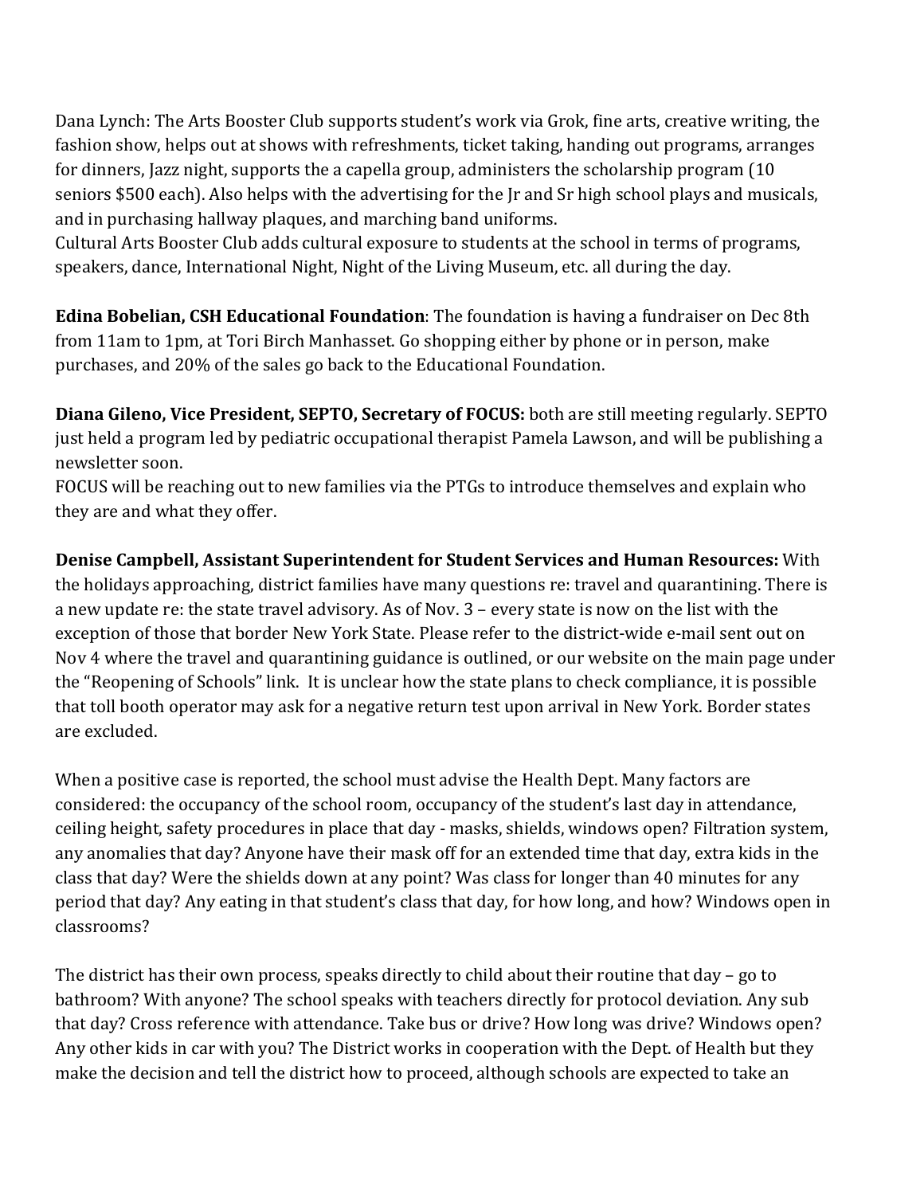Dana Lynch: The Arts Booster Club supports student's work via Grok, fine arts, creative writing, the fashion show, helps out at shows with refreshments, ticket taking, handing out programs, arranges for dinners, Jazz night, supports the a capella group, administers the scholarship program (10 seniors $500 each). Also helps with the advertising for the Jr and Sr high school plays and musicals, and in purchasing hallway plaques, and marching band uniforms.
Cultural Arts Booster Club adds cultural exposure to students at the school in terms of programs, speakers, dance, International Night, Night of the Living Museum, etc. all during the day.

**Edina Bobelian, CSH Educational Foundation**: The foundation is having a fundraiser on Dec 8th from 11am to 1pm, at Tori Birch Manhasset. Go shopping either by phone or in person, make purchases, and 20% of the sales go back to the Educational Foundation.

**Diana Gileno, Vice President, SEPTO, Secretary of FOCUS:** both are still meeting regularly. SEPTO just held a program led by pediatric occupational therapist Pamela Lawson, and will be publishing a newsletter soon.
FOCUS will be reaching out to new families via the PTGs to introduce themselves and explain who they are and what they offer.

**Denise Campbell, Assistant Superintendent for Student Services and Human Resources:** With the holidays approaching, district families have many questions re: travel and quarantining. There is a new update re: the state travel advisory. As of Nov. 3 – every state is now on the list with the exception of those that border New York State. Please refer to the district-wide e-mail sent out on Nov 4 where the travel and quarantining guidance is outlined, or our website on the main page under the "Reopening of Schools" link. It is unclear how the state plans to check compliance, it is possible that toll booth operator may ask for a negative return test upon arrival in New York. Border states are excluded.

When a positive case is reported, the school must advise the Health Dept. Many factors are considered: the occupancy of the school room, occupancy of the student's last day in attendance, ceiling height, safety procedures in place that day - masks, shields, windows open? Filtration system, any anomalies that day? Anyone have their mask off for an extended time that day, extra kids in the class that day? Were the shields down at any point? Was class for longer than 40 minutes for any period that day? Any eating in that student's class that day, for how long, and how? Windows open in classrooms?

The district has their own process, speaks directly to child about their routine that day – go to bathroom? With anyone? The school speaks with teachers directly for protocol deviation. Any sub that day? Cross reference with attendance. Take bus or drive? How long was drive? Windows open? Any other kids in car with you? The District works in cooperation with the Dept. of Health but they make the decision and tell the district how to proceed, although schools are expected to take an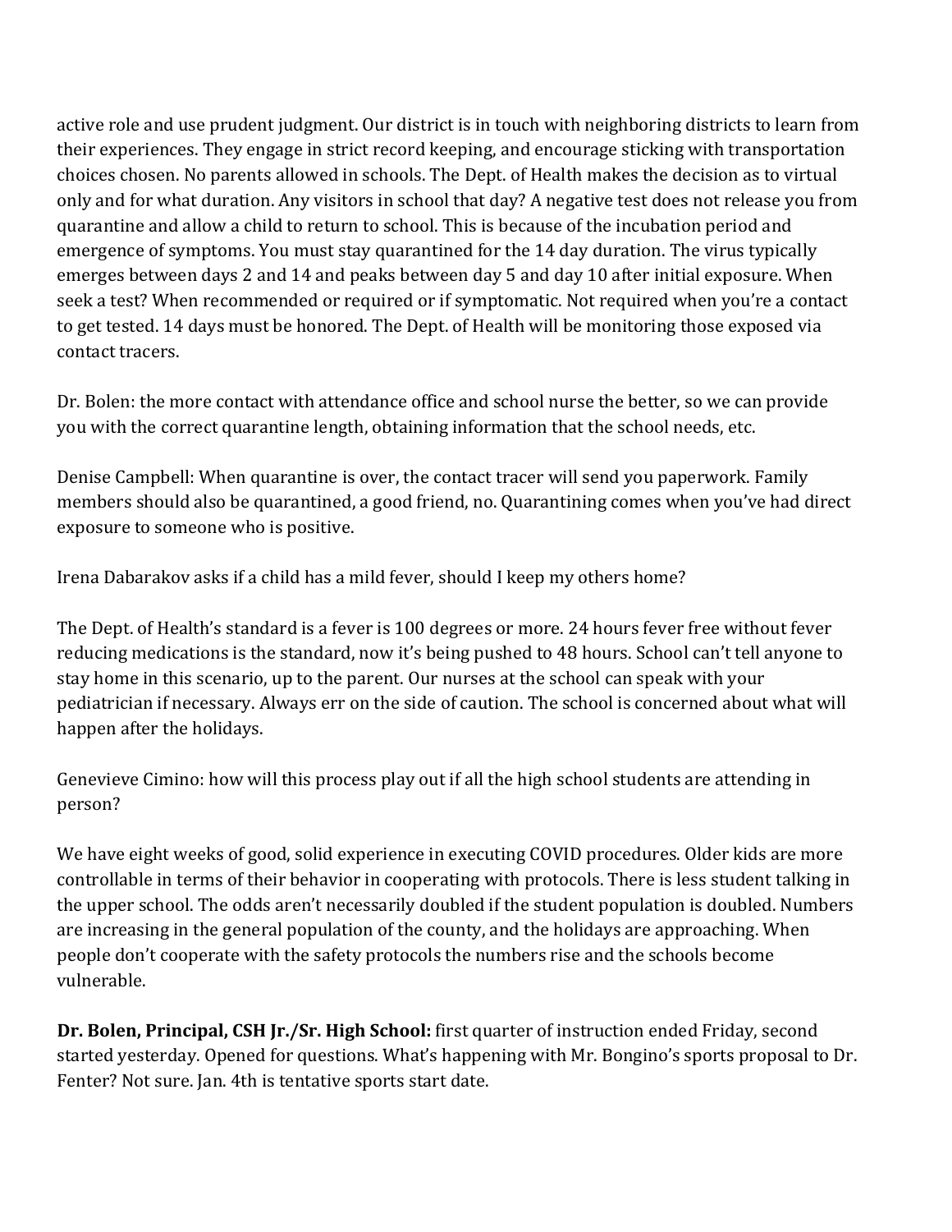active role and use prudent judgment. Our district is in touch with neighboring districts to learn from their experiences. They engage in strict record keeping, and encourage sticking with transportation choices chosen. No parents allowed in schools. The Dept. of Health makes the decision as to virtual only and for what duration. Any visitors in school that day? A negative test does not release you from quarantine and allow a child to return to school. This is because of the incubation period and emergence of symptoms. You must stay quarantined for the 14 day duration. The virus typically emerges between days 2 and 14 and peaks between day 5 and day 10 after initial exposure. When seek a test? When recommended or required or if symptomatic. Not required when you're a contact to get tested. 14 days must be honored. The Dept. of Health will be monitoring those exposed via contact tracers.

Dr. Bolen: the more contact with attendance office and school nurse the better, so we can provide you with the correct quarantine length, obtaining information that the school needs, etc.

Denise Campbell: When quarantine is over, the contact tracer will send you paperwork. Family members should also be quarantined, a good friend, no. Quarantining comes when you've had direct exposure to someone who is positive.

Irena Dabarakov asks if a child has a mild fever, should I keep my others home?

The Dept. of Health's standard is a fever is 100 degrees or more. 24 hours fever free without fever reducing medications is the standard, now it's being pushed to 48 hours. School can't tell anyone to stay home in this scenario, up to the parent. Our nurses at the school can speak with your pediatrician if necessary. Always err on the side of caution. The school is concerned about what will happen after the holidays.

Genevieve Cimino: how will this process play out if all the high school students are attending in person?

We have eight weeks of good, solid experience in executing COVID procedures. Older kids are more controllable in terms of their behavior in cooperating with protocols. There is less student talking in the upper school. The odds aren't necessarily doubled if the student population is doubled. Numbers are increasing in the general population of the county, and the holidays are approaching. When people don't cooperate with the safety protocols the numbers rise and the schools become vulnerable.

**Dr. Bolen, Principal, CSH Jr./Sr. High School:** first quarter of instruction ended Friday, second started yesterday. Opened for questions. What's happening with Mr. Bongino's sports proposal to Dr. Fenter? Not sure. Jan. 4th is tentative sports start date.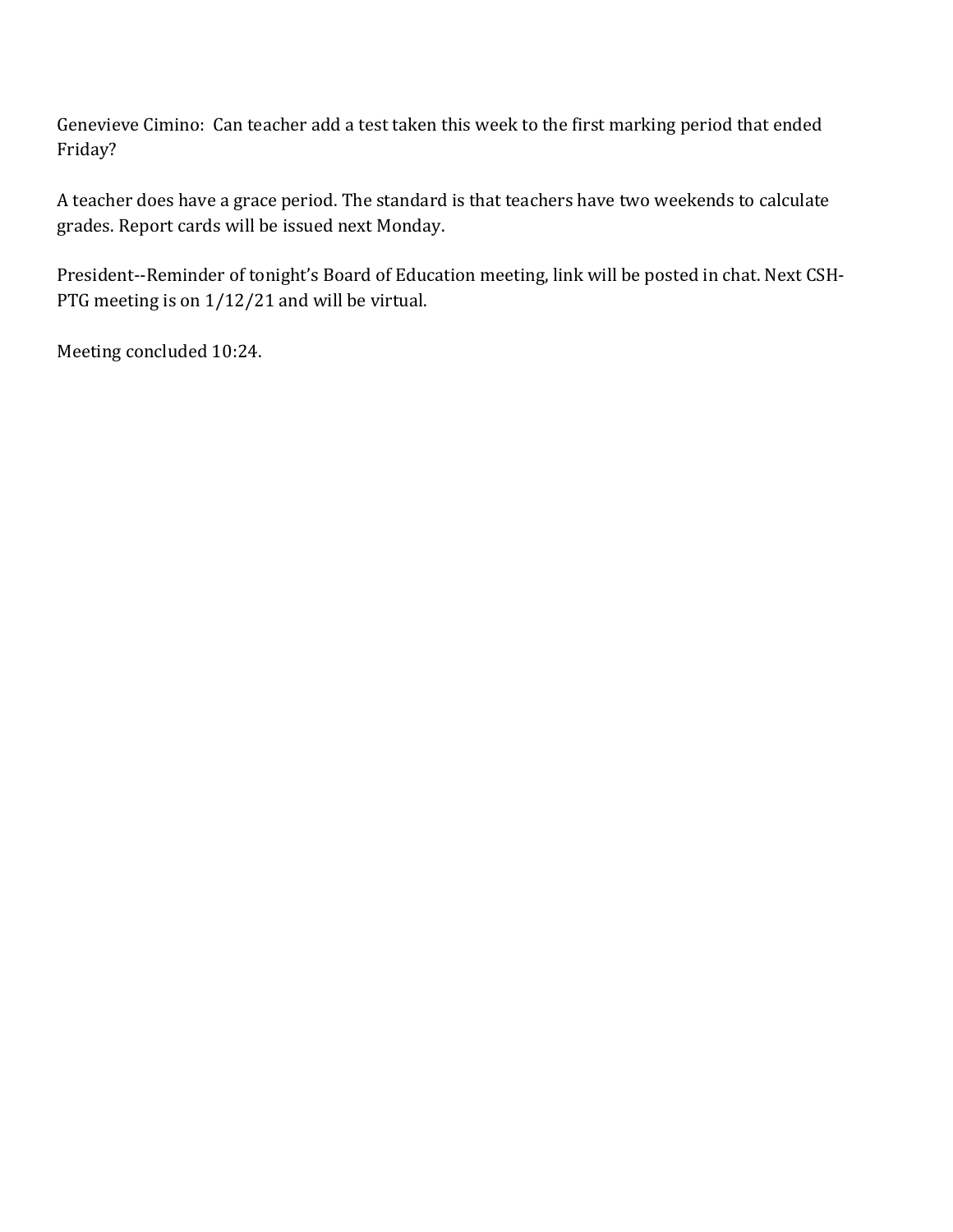Genevieve Cimino:  Can teacher add a test taken this week to the first marking period that ended Friday?

A teacher does have a grace period. The standard is that teachers have two weekends to calculate grades. Report cards will be issued next Monday.

President--Reminder of tonight's Board of Education meeting, link will be posted in chat. Next CSH-PTG meeting is on 1/12/21 and will be virtual.

Meeting concluded 10:24.